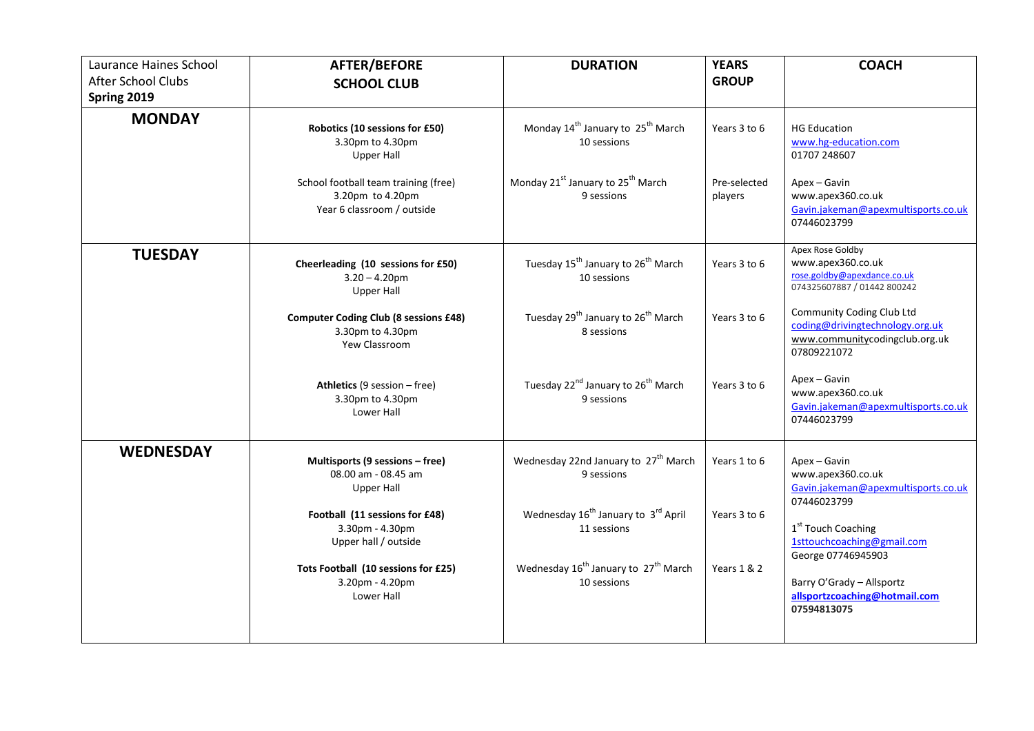| Laurance Haines School<br>After School Clubs<br>**Spring 2019** | **AFTER/BEFORE SCHOOL CLUB** | **DURATION** | **YEARS GROUP** | **COACH** |
|---|---|---|---|---|
| **MONDAY** | **Robotics (10 sessions for £50)**<br>3.30pm to 4.30pm<br>Upper Hall | Monday 14th January to 25th March<br>10 sessions | Years 3 to 6 | HG Education<br>www.hg-education.com<br>01707 248607 |
| | School football team training (free)<br>3.20pm to 4.20pm<br>Year 6 classroom / outside | Monday 21st January to 25th March<br>9 sessions | Pre-selected players | Apex – Gavin<br>www.apex360.co.uk<br>Gavin.jakeman@apexmultisports.co.uk<br>07446023799 |
| **TUESDAY** | **Cheerleading (10 sessions for £50)**<br>3.20 – 4.20pm<br>Upper Hall | Tuesday 15th January to 26th March<br>10 sessions | Years 3 to 6 | Apex Rose Goldby<br>www.apex360.co.uk<br>rose.goldby@apexdance.co.uk<br>074325607887 / 01442 800242 |
| | **Computer Coding Club (8 sessions £48)**<br>3.30pm to 4.30pm<br>Yew Classroom | Tuesday 29th January to 26th March<br>8 sessions | Years 3 to 6 | Community Coding Club Ltd<br>coding@drivingtechnology.org.uk<br>www.communitycodingclub.org.uk<br>07809221072 |
| | **Athletics** (9 session – free)<br>3.30pm to 4.30pm<br>Lower Hall | Tuesday 22nd January to 26th March<br>9 sessions | Years 3 to 6 | Apex – Gavin<br>www.apex360.co.uk<br>Gavin.jakeman@apexmultisports.co.uk<br>07446023799 |
| **WEDNESDAY** | **Multisports (9 sessions – free)**<br>08.00 am - 08.45 am<br>Upper Hall | Wednesday 22nd January to 27th March<br>9 sessions | Years 1 to 6 | Apex – Gavin<br>www.apex360.co.uk<br>Gavin.jakeman@apexmultisports.co.uk<br>07446023799 |
| | **Football (11 sessions for £48)**<br>3.30pm - 4.30pm<br>Upper hall / outside | Wednesday 16th January to 3rd April<br>11 sessions | Years 3 to 6 | 1st Touch Coaching<br>1sttouchcoaching@gmail.com<br>George 07746945903 |
| | **Tots Football (10 sessions for £25)**<br>3.20pm - 4.20pm<br>Lower Hall | Wednesday 16th January to 27th March<br>10 sessions | Years 1 & 2 | Barry O'Grady – Allsportz<br>**allsportzcoaching@hotmail.com**<br>**07594813075** |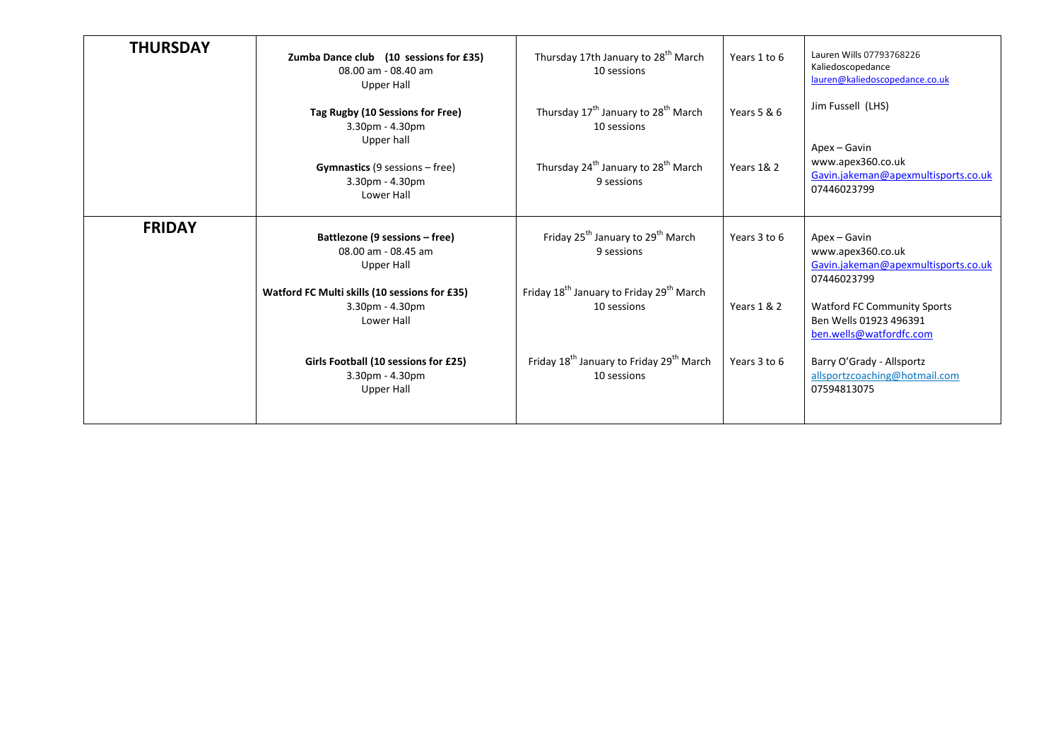| | | | | |
|---|---|---|---|---|
| **THURSDAY** | **Zumba Dance club (10 sessions for £35)**<br>08.00 am - 08.40 am<br>Upper Hall | Thursday 17th January to 28th March<br>10 sessions | Years 1 to 6 | Lauren Wills 07793768226<br>Kaliedoscopedance<br>lauren@kaliedoscopedance.co.uk |
| | **Tag Rugby (10 Sessions for Free)**<br>3.30pm - 4.30pm<br>Upper hall | Thursday 17th January to 28th March<br>10 sessions | Years 5 & 6 | Jim Fussell (LHS) |
| | **Gymnastics** (9 sessions – free)<br>3.30pm - 4.30pm<br>Lower Hall | Thursday 24th January to 28th March<br>9 sessions | Years 1& 2 | Apex – Gavin<br>www.apex360.co.uk<br>Gavin.jakeman@apexmultisports.co.uk<br>07446023799 |
| **FRIDAY** | **Battlezone (9 sessions – free)**<br>08.00 am - 08.45 am<br>Upper Hall | Friday 25th January to 29th March<br>9 sessions | Years 3 to 6 | Apex – Gavin<br>www.apex360.co.uk<br>Gavin.jakeman@apexmultisports.co.uk<br>07446023799 |
| | **Watford FC Multi skills (10 sessions for £35)**<br>3.30pm - 4.30pm<br>Lower Hall | Friday 18th January to Friday 29th March<br>10 sessions | Years 1 & 2 | Watford FC Community Sports<br>Ben Wells 01923 496391<br>ben.wells@watfordfc.com |
| | **Girls Football (10 sessions for £25)**<br>3.30pm - 4.30pm<br>Upper Hall | Friday 18th January to Friday 29th March<br>10 sessions | Years 3 to 6 | Barry O'Grady - Allsportz<br>allsportzcoaching@hotmail.com<br>07594813075 |